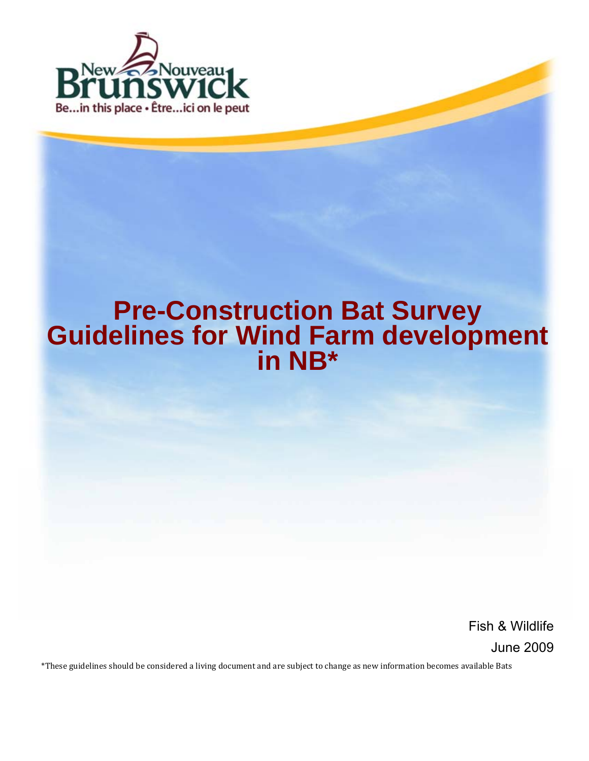New Brunswick Nouveau Brunswick

Be...in this place • Être...ici on le peut

# Pre-Construction Bat Survey Guidelines for Wind Farm development in NB*

Fish & Wildlife

June 2009

*These guidelines should be considered a living document and are subject to change as new information becomes available Bats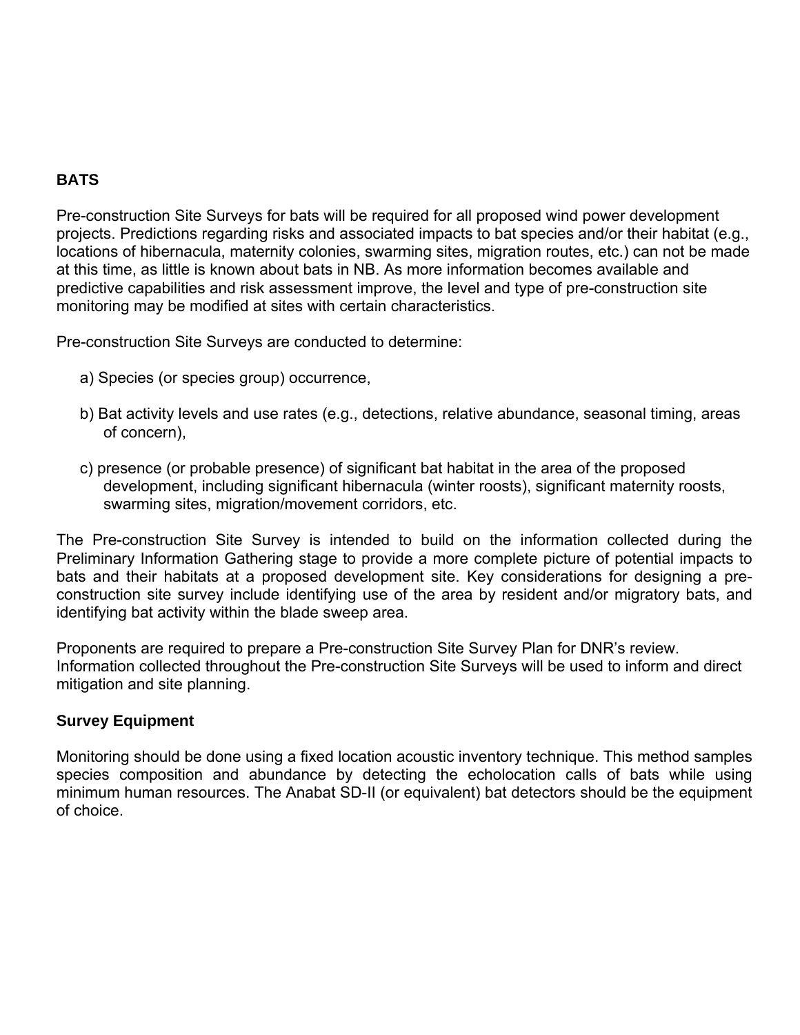## BATS

Pre-construction Site Surveys for bats will be required for all proposed wind power development projects. Predictions regarding risks and associated impacts to bat species and/or their habitat (e.g., locations of hibernacula, maternity colonies, swarming sites, migration routes, etc.) can not be made at this time, as little is known about bats in NB. As more information becomes available and predictive capabilities and risk assessment improve, the level and type of pre-construction site monitoring may be modified at sites with certain characteristics.

Pre-construction Site Surveys are conducted to determine:

a) Species (or species group) occurrence,

b) Bat activity levels and use rates (e.g., detections, relative abundance, seasonal timing, areas of concern),

c) presence (or probable presence) of significant bat habitat in the area of the proposed development, including significant hibernacula (winter roosts), significant maternity roosts, swarming sites, migration/movement corridors, etc.

The Pre-construction Site Survey is intended to build on the information collected during the Preliminary Information Gathering stage to provide a more complete picture of potential impacts to bats and their habitats at a proposed development site. Key considerations for designing a pre-construction site survey include identifying use of the area by resident and/or migratory bats, and identifying bat activity within the blade sweep area.

Proponents are required to prepare a Pre-construction Site Survey Plan for DNR's review. Information collected throughout the Pre-construction Site Surveys will be used to inform and direct mitigation and site planning.

### Survey Equipment

Monitoring should be done using a fixed location acoustic inventory technique. This method samples species composition and abundance by detecting the echolocation calls of bats while using minimum human resources. The Anabat SD-II (or equivalent) bat detectors should be the equipment of choice.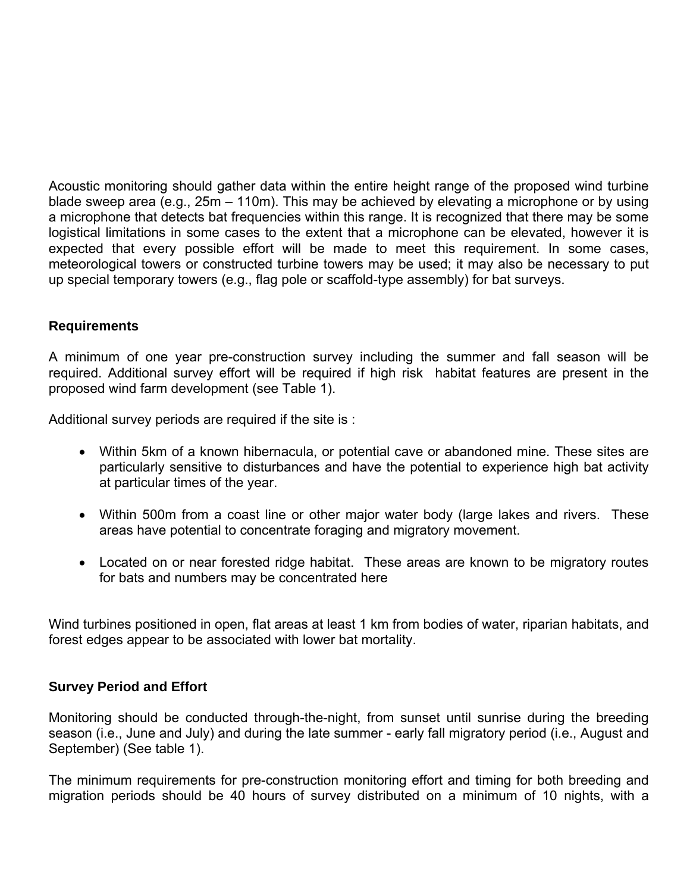Acoustic monitoring should gather data within the entire height range of the proposed wind turbine blade sweep area (e.g., 25m – 110m). This may be achieved by elevating a microphone or by using a microphone that detects bat frequencies within this range. It is recognized that there may be some logistical limitations in some cases to the extent that a microphone can be elevated, however it is expected that every possible effort will be made to meet this requirement. In some cases, meteorological towers or constructed turbine towers may be used; it may also be necessary to put up special temporary towers (e.g., flag pole or scaffold-type assembly) for bat surveys.

**Requirements**

A minimum of one year pre-construction survey including the summer and fall season will be required. Additional survey effort will be required if high risk habitat features are present in the proposed wind farm development (see Table 1).

Additional survey periods are required if the site is :

- Within 5km of a known hibernacula, or potential cave or abandoned mine. These sites are particularly sensitive to disturbances and have the potential to experience high bat activity at particular times of the year.

- Within 500m from a coast line or other major water body (large lakes and rivers. These areas have potential to concentrate foraging and migratory movement.

- Located on or near forested ridge habitat. These areas are known to be migratory routes for bats and numbers may be concentrated here

Wind turbines positioned in open, flat areas at least 1 km from bodies of water, riparian habitats, and forest edges appear to be associated with lower bat mortality.

**Survey Period and Effort**

Monitoring should be conducted through-the-night, from sunset until sunrise during the breeding season (i.e., June and July) and during the late summer - early fall migratory period (i.e., August and September) (See table 1).

The minimum requirements for pre-construction monitoring effort and timing for both breeding and migration periods should be 40 hours of survey distributed on a minimum of 10 nights, with a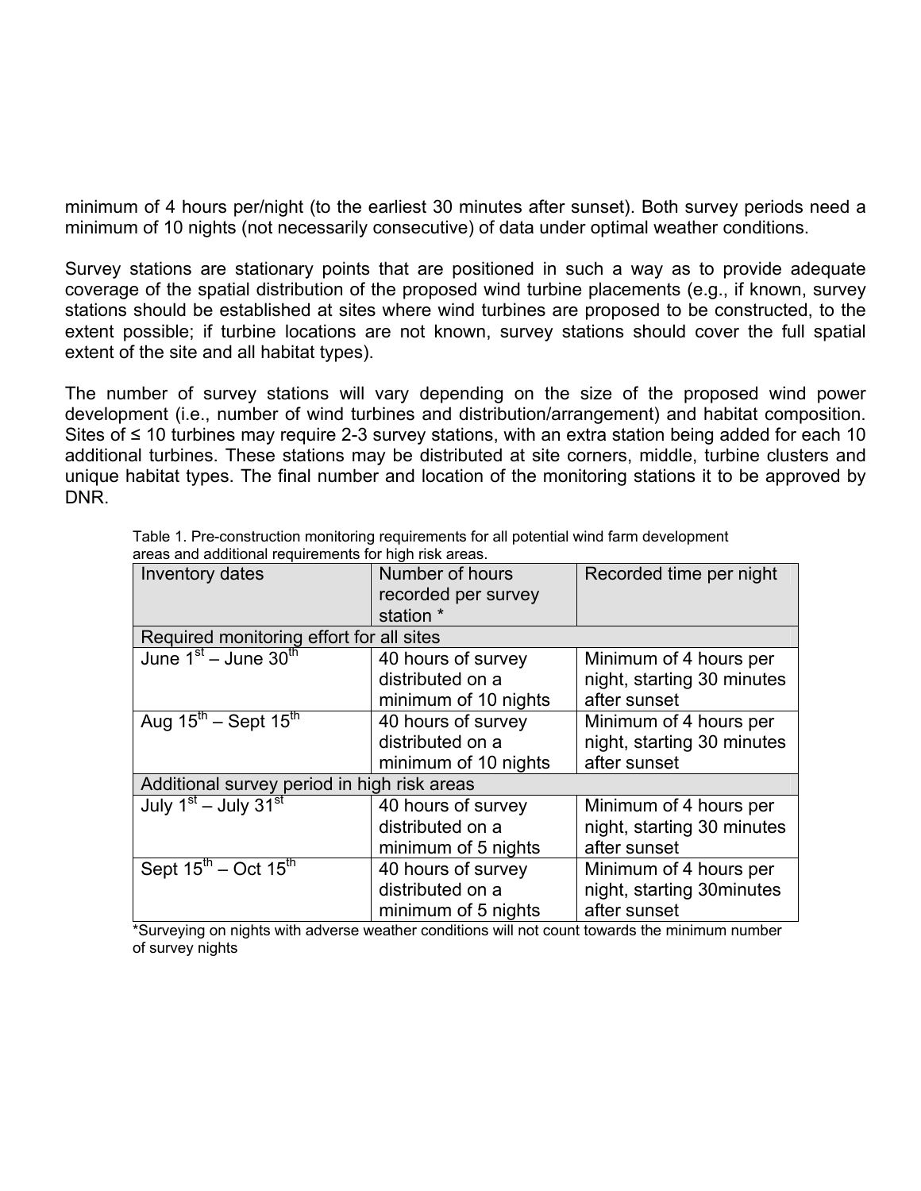minimum of 4 hours per/night (to the earliest 30 minutes after sunset). Both survey periods need a minimum of 10 nights (not necessarily consecutive) of data under optimal weather conditions.

Survey stations are stationary points that are positioned in such a way as to provide adequate coverage of the spatial distribution of the proposed wind turbine placements (e.g., if known, survey stations should be established at sites where wind turbines are proposed to be constructed, to the extent possible; if turbine locations are not known, survey stations should cover the full spatial extent of the site and all habitat types).

The number of survey stations will vary depending on the size of the proposed wind power development (i.e., number of wind turbines and distribution/arrangement) and habitat composition. Sites of ≤ 10 turbines may require 2-3 survey stations, with an extra station being added for each 10 additional turbines. These stations may be distributed at site corners, middle, turbine clusters and unique habitat types. The final number and location of the monitoring stations it to be approved by DNR.

Table 1. Pre-construction monitoring requirements for all potential wind farm development areas and additional requirements for high risk areas.

| Inventory dates | Number of hours recorded per survey station * | Recorded time per night |
|---|---|---|
| Required monitoring effort for all sites | | |
| June 1st – June 30th | 40 hours of survey distributed on a minimum of 10 nights | Minimum of 4 hours per night, starting 30 minutes after sunset |
| Aug 15th – Sept 15th | 40 hours of survey distributed on a minimum of 10 nights | Minimum of 4 hours per night, starting 30 minutes after sunset |
| Additional survey period in high risk areas | | |
| July 1st – July 31st | 40 hours of survey distributed on a minimum of 5 nights | Minimum of 4 hours per night, starting 30 minutes after sunset |
| Sept 15th – Oct 15th | 40 hours of survey distributed on a minimum of 5 nights | Minimum of 4 hours per night, starting 30minutes after sunset |

*Surveying on nights with adverse weather conditions will not count towards the minimum number of survey nights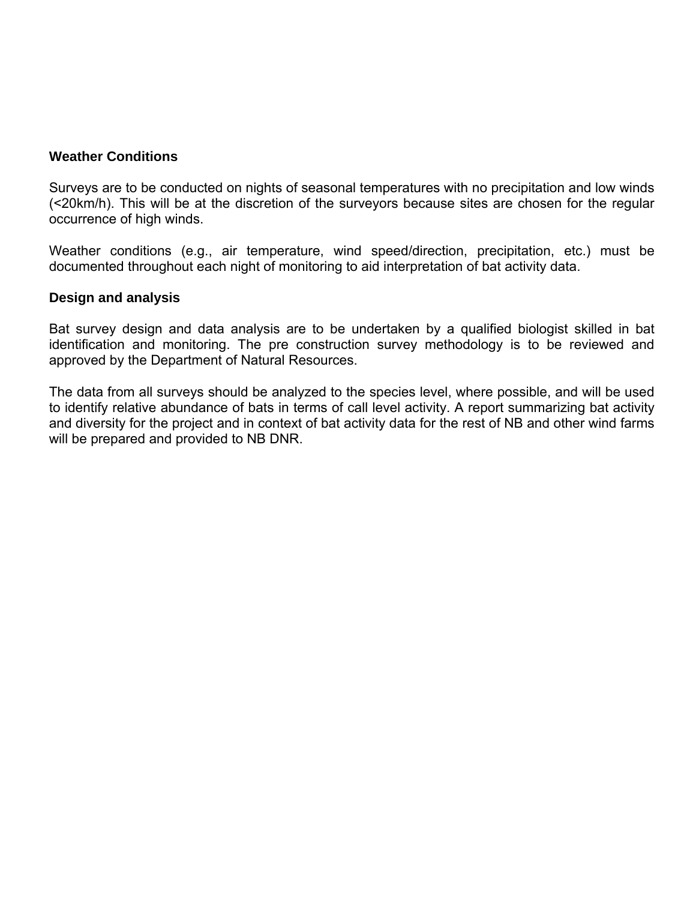**Weather Conditions**

Surveys are to be conducted on nights of seasonal temperatures with no precipitation and low winds (<20km/h). This will be at the discretion of the surveyors because sites are chosen for the regular occurrence of high winds.

Weather conditions (e.g., air temperature, wind speed/direction, precipitation, etc.) must be documented throughout each night of monitoring to aid interpretation of bat activity data.

**Design and analysis**

Bat survey design and data analysis are to be undertaken by a qualified biologist skilled in bat identification and monitoring. The pre construction survey methodology is to be reviewed and approved by the Department of Natural Resources.

The data from all surveys should be analyzed to the species level, where possible, and will be used to identify relative abundance of bats in terms of call level activity. A report summarizing bat activity and diversity for the project and in context of bat activity data for the rest of NB and other wind farms will be prepared and provided to NB DNR.